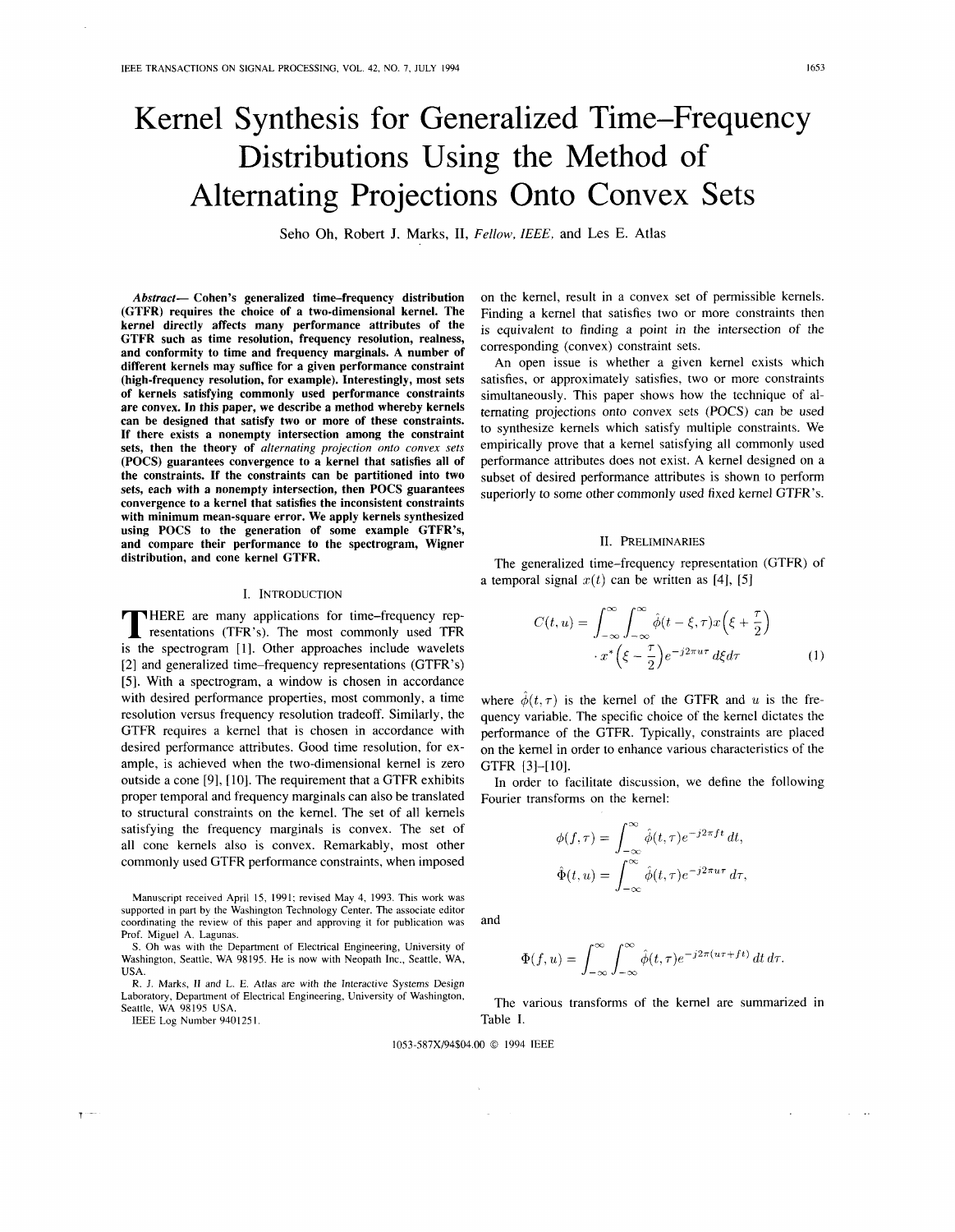# Kernel Synthesis for Generalized Time–Frequency Distributions Using the Method of Alternating Projections Onto Convex Sets

Seho Oh, Robert J. Marks, II, *Fellow, IEEE*, and Les E. Atlas

***Abstract*— Cohen's generalized time-frequency distribution (GTFR) requires the choice of a two-dimensional kernel. The kernel directly affects many performance attributes of the GTFR such as time resolution, frequency resolution, realness, and conformity to time and frequency marginals. A number of different kernels may suffice for a given performance constraint (high-frequency resolution, for example). Interestingly, most sets of kernels satisfying commonly used performance constraints are convex. In this paper, we describe a method whereby kernels can be designed that satisfy two or more of these constraints. If there exists a nonempty intersection among the constraint sets, then the theory of *alternating projection onto convex sets* (POCS) guarantees convergence to a kernel that satisfies all of the constraints. If the constraints can be partitioned into two sets, each with a nonempty intersection, then POCS guarantees convergence to a kernel that satisfies the inconsistent constraints with minimum mean-square error. We apply kernels synthesized using POCS to the generation of some example GTFR's, and compare their performance to the spectrogram, Wigner distribution, and cone kernel GTFR.**

## I. Introduction

There are many applications for time–frequency representations (TFR's). The most commonly used TFR is the spectrogram [1]. Other approaches include wavelets [2] and generalized time–frequency representations (GTFR's) [5]. With a spectrogram, a window is chosen in accordance with desired performance properties, most commonly, a time resolution versus frequency resolution tradeoff. Similarly, the GTFR requires a kernel that is chosen in accordance with desired performance attributes. Good time resolution, for example, is achieved when the two-dimensional kernel is zero outside a cone [9], [10]. The requirement that a GTFR exhibits proper temporal and frequency marginals can also be translated to structural constraints on the kernel. The set of all kernels satisfying the frequency marginals is convex. The set of all cone kernels also is convex. Remarkably, most other commonly used GTFR performance constraints, when imposed on the kernel, result in a convex set of permissible kernels. Finding a kernel that satisfies two or more constraints then is equivalent to finding a point in the intersection of the corresponding (convex) constraint sets.

An open issue is whether a given kernel exists which satisfies, or approximately satisfies, two or more constraints simultaneously. This paper shows how the technique of alternating projections onto convex sets (POCS) can be used to synthesize kernels which satisfy multiple constraints. We empirically prove that a kernel satisfying all commonly used performance attributes does not exist. A kernel designed on a subset of desired performance attributes is shown to perform superiorly to some other commonly used fixed kernel GTFR's.

## II. Preliminaries

The generalized time-frequency representation (GTFR) of a temporal signal $x(t)$ can be written as [4], [5]

$$C(t,u) = \int_{-\infty}^{\infty}\int_{-\infty}^{\infty} \hat{\phi}(t-\xi,\tau)x\left(\xi+\frac{\tau}{2}\right) \cdot x^*\left(\xi-\frac{\tau}{2}\right)e^{-j2\pi u\tau}\,d\xi d\tau \tag{1}$$

where $\hat{\phi}(t,\tau)$ is the kernel of the GTFR and $u$ is the frequency variable. The specific choice of the kernel dictates the performance of the GTFR. Typically, constraints are placed on the kernel in order to enhance various characteristics of the GTFR [3]–[10].

In order to facilitate discussion, we define the following Fourier transforms on the kernel:

$$\phi(f,\tau) = \int_{-\infty}^{\infty} \hat{\phi}(t,\tau)e^{-j2\pi ft}\,dt,$$

$$\hat{\Phi}(t,u) = \int_{-\infty}^{\infty} \hat{\phi}(t,\tau)e^{-j2\pi u\tau}\,d\tau,$$

and

$$\Phi(f,u) = \int_{-\infty}^{\infty}\int_{-\infty}^{\infty} \hat{\phi}(t,\tau)e^{-j2\pi(u\tau+ft)}\,dt\,d\tau.$$

The various transforms of the kernel are summarized in Table I.

Manuscript received April 15, 1991; revised May 4, 1993. This work was supported in part by the Washington Technology Center. The associate editor coordinating the review of this paper and approving it for publication was Prof. Miguel A. Lagunas.

S. Oh was with the Department of Electrical Engineering, University of Washington, Seattle, WA 98195. He is now with Neopath Inc., Seattle, WA, USA.

R. J. Marks, II and L. E. Atlas are with the Interactive Systems Design Laboratory, Department of Electrical Engineering, University of Washington, Seattle, WA 98195 USA.

IEEE Log Number 9401251.

1053-587X/94$04.00 © 1994 IEEE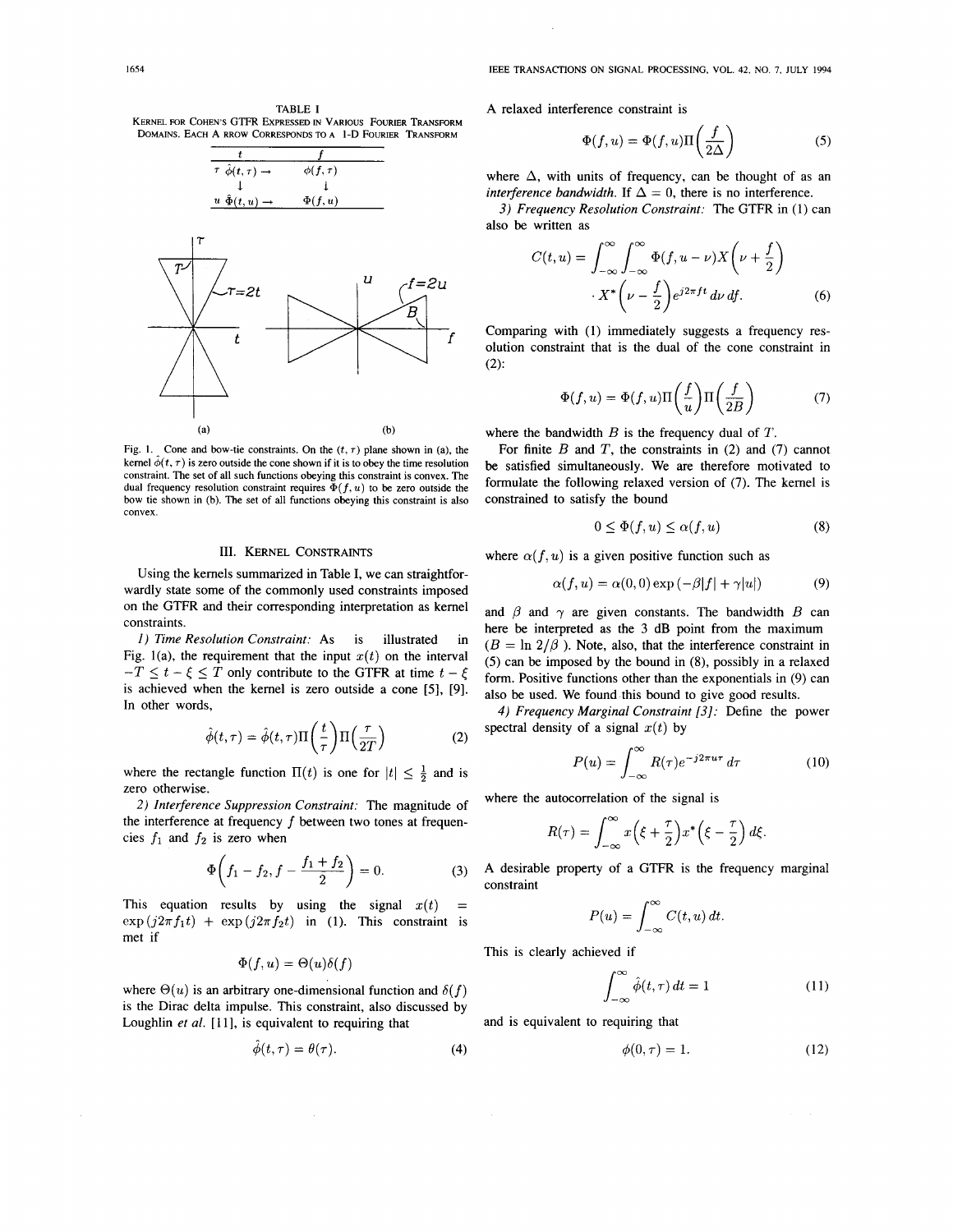TABLE I
KERNEL FOR COHEN'S GTFR EXPRESSED IN VARIOUS FOURIER TRANSFORM DOMAINS. EACH ARROW CORRESPONDS TO A 1-D FOURIER TRANSFORM

| | $t$ | | $f$ |
|---|---|---|---|
| $\tau$ | $\hat{\phi}(t,\tau)$ | $\rightarrow$ | $\phi(f,\tau)$ |
| | $\downarrow$ | | $\downarrow$ |
| $u$ | $\hat{\Phi}(t,u)$ | $\rightarrow$ | $\Phi(f,u)$ |

Fig. 1. Cone and bow-tie constraints. On the $(t, \tau)$ plane shown in (a), the kernel $\hat{\phi}(t, \tau)$ is zero outside the cone shown if it is to obey the time resolution constraint. The set of all such functions obeying this constraint is convex. The dual frequency resolution constraint requires $\Phi(f, u)$ to be zero outside the bow tie shown in (b). The set of all functions obeying this constraint is also convex.

## III. KERNEL CONSTRAINTS

Using the kernels summarized in Table I, we can straightforwardly state some of the commonly used constraints imposed on the GTFR and their corresponding interpretation as kernel constraints.

*1) Time Resolution Constraint:* As is illustrated in Fig. 1(a), the requirement that the input $x(t)$ on the interval $-T \leq t - \xi \leq T$ only contribute to the GTFR at time $t - \xi$ is achieved when the kernel is zero outside a cone [5], [9]. In other words,

$$\hat{\phi}(t,\tau) = \hat{\phi}(t,\tau)\Pi\left(\frac{t}{\tau}\right)\Pi\left(\frac{\tau}{2T}\right) \tag{2}$$

where the rectangle function $\Pi(t)$ is one for $|t| \leq \frac{1}{2}$ and is zero otherwise.

*2) Interference Suppression Constraint:* The magnitude of the interference at frequency $f$ between two tones at frequencies $f_1$ and $f_2$ is zero when

$$\Phi\left(f_1 - f_2, f - \frac{f_1 + f_2}{2}\right) = 0. \tag{3}$$

This equation results by using the signal $x(t) = \exp(j2\pi f_1 t) + \exp(j2\pi f_2 t)$ in (1). This constraint is met if

$$\Phi(f,u) = \Theta(u)\delta(f)$$

where $\Theta(u)$ is an arbitrary one-dimensional function and $\delta(f)$ is the Dirac delta impulse. This constraint, also discussed by Loughlin *et al.* [11], is equivalent to requiring that

$$\hat{\phi}(t,\tau) = \theta(\tau). \tag{4}$$

A relaxed interference constraint is

$$\Phi(f,u) = \Phi(f,u)\Pi\left(\frac{f}{2\Delta}\right) \tag{5}$$

where $\Delta$, with units of frequency, can be thought of as an *interference bandwidth*. If $\Delta = 0$, there is no interference.

*3) Frequency Resolution Constraint:* The GTFR in (1) can also be written as

$$C(t,u) = \int_{-\infty}^{\infty}\int_{-\infty}^{\infty} \Phi(f, u - \nu) X\left(\nu + \frac{f}{2}\right) \cdot X^*\left(\nu - \frac{f}{2}\right) e^{j2\pi f t}\, d\nu\, df. \tag{6}$$

Comparing with (1) immediately suggests a frequency resolution constraint that is the dual of the cone constraint in (2):

$$\Phi(f,u) = \Phi(f,u)\Pi\left(\frac{f}{u}\right)\Pi\left(\frac{f}{2B}\right) \tag{7}$$

where the bandwidth $B$ is the frequency dual of $T$.

For finite $B$ and $T$, the constraints in (2) and (7) cannot be satisfied simultaneously. We are therefore motivated to formulate the following relaxed version of (7). The kernel is constrained to satisfy the bound

$$0 \leq \Phi(f,u) \leq \alpha(f,u) \tag{8}$$

where $\alpha(f,u)$ is a given positive function such as

$$\alpha(f,u) = \alpha(0,0)\exp\left(-\beta|f| + \gamma|u|\right) \tag{9}$$

and $\beta$ and $\gamma$ are given constants. The bandwidth $B$ can here be interpreted as the 3 dB point from the maximum ($B = \ln 2/\beta$). Note, also, that the interference constraint in (5) can be imposed by the bound in (8), possibly in a relaxed form. Positive functions other than the exponentials in (9) can also be used. We found this bound to give good results.

*4) Frequency Marginal Constraint [3]:* Define the power spectral density of a signal $x(t)$ by

$$P(u) = \int_{-\infty}^{\infty} R(\tau)e^{-j2\pi u\tau}\, d\tau \tag{10}$$

where the autocorrelation of the signal is

$$R(\tau) = \int_{-\infty}^{\infty} x\left(\xi + \frac{\tau}{2}\right)x^*\left(\xi - \frac{\tau}{2}\right) d\xi.$$

A desirable property of a GTFR is the frequency marginal constraint

$$P(u) = \int_{-\infty}^{\infty} C(t,u)\, dt.$$

This is clearly achieved if

$$\int_{-\infty}^{\infty} \hat{\phi}(t,\tau)\, dt = 1 \tag{11}$$

and is equivalent to requiring that

$$\phi(0,\tau) = 1. \tag{12}$$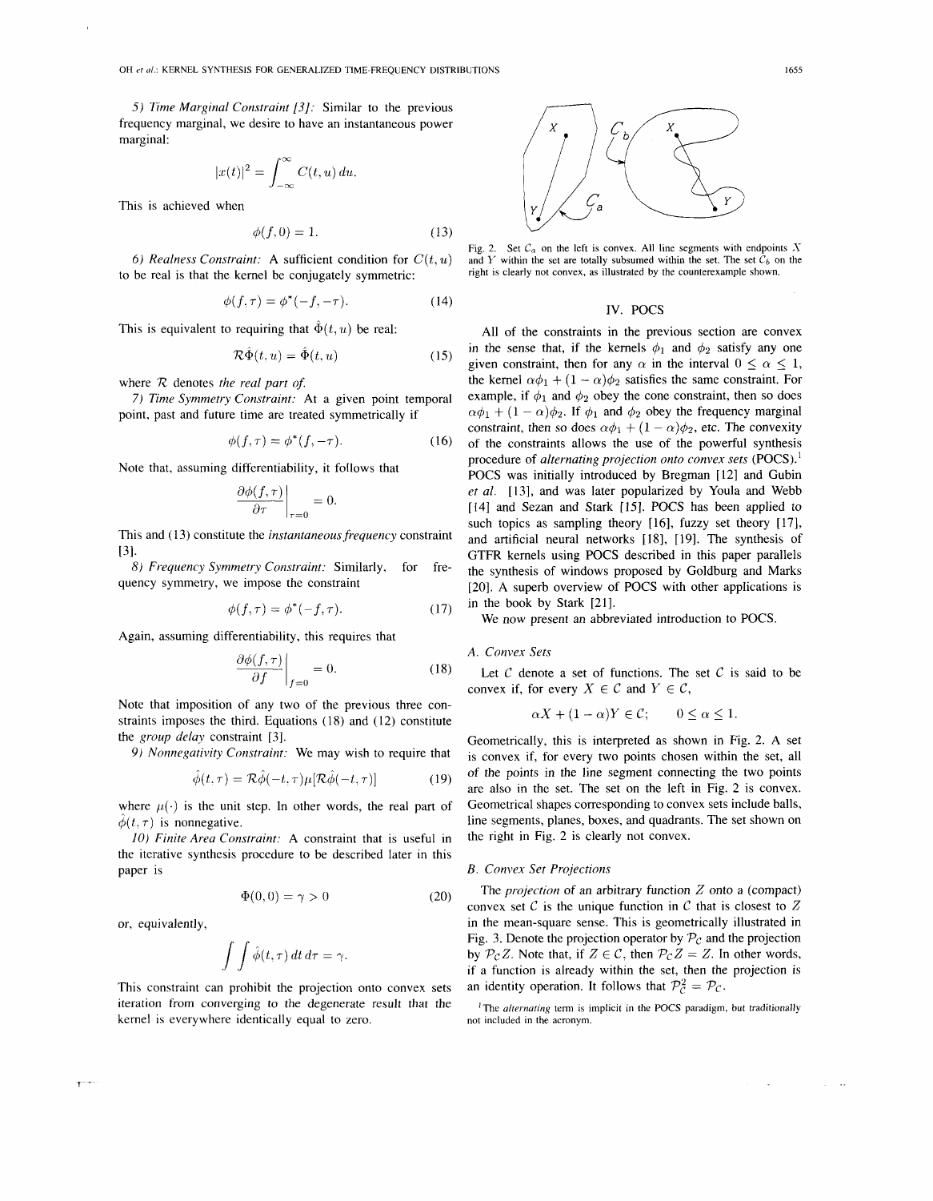*5) Time Marginal Constraint [3]:* Similar to the previous frequency marginal, we desire to have an instantaneous power marginal:

$$|x(t)|^2 = \int_{-\infty}^{\infty} C(t, u)\, du.$$

This is achieved when

$$\phi(f, 0) = 1. \tag{13}$$

*6) Realness Constraint:* A sufficient condition for $C(t, u)$ to be real is that the kernel be conjugately symmetric:

$$\phi(f, \tau) = \phi^*(-f, -\tau). \tag{14}$$

This is equivalent to requiring that $\hat{\Phi}(t, u)$ be real:

$$\mathcal{R}\hat{\Phi}(t, u) = \hat{\Phi}(t, u) \tag{15}$$

where $\mathcal{R}$ denotes *the real part of.*

*7) Time Symmetry Constraint:* At a given point temporal point, past and future time are treated symmetrically if

$$\phi(f, \tau) = \phi^*(f, -\tau). \tag{16}$$

Note that, assuming differentiability, it follows that

$$\left. \frac{\partial \phi(f, \tau)}{\partial \tau} \right|_{\tau=0} = 0.$$

This and (13) constitute the *instantaneous frequency* constraint [3].

*8) Frequency Symmetry Constraint:* Similarly, for frequency symmetry, we impose the constraint

$$\phi(f, \tau) = \phi^*(-f, \tau). \tag{17}$$

Again, assuming differentiability, this requires that

$$\left. \frac{\partial \phi(f, \tau)}{\partial f} \right|_{f=0} = 0. \tag{18}$$

Note that imposition of any two of the previous three constraints imposes the third. Equations (18) and (12) constitute the *group delay* constraint [3].

*9) Nonnegativity Constraint:* We may wish to require that

$$\hat{\phi}(t, \tau) = \mathcal{R}\hat{\phi}(-t, \tau)\mu[\mathcal{R}\hat{\phi}(-t, \tau)] \tag{19}$$

where $\mu(\cdot)$ is the unit step. In other words, the real part of $\hat{\phi}(t, \tau)$ is nonnegative.

*10) Finite Area Constraint:* A constraint that is useful in the iterative synthesis procedure to be described later in this paper is

$$\Phi(0, 0) = \gamma > 0 \tag{20}$$

or, equivalently,

$$\int \int \hat{\phi}(t, \tau)\, dt\, d\tau = \gamma.$$

This constraint can prohibit the projection onto convex sets iteration from converging to the degenerate result that the kernel is everywhere identically equal to zero.

Fig. 2. Set $\mathcal{C}_a$ on the left is convex. All line segments with endpoints $X$ and $Y$ within the set are totally subsumed within the set. The set $\mathcal{C}_b$ on the right is clearly not convex, as illustrated by the counterexample shown.

## IV. POCS

All of the constraints in the previous section are convex in the sense that, if the kernels $\phi_1$ and $\phi_2$ satisfy any one given constraint, then for any $\alpha$ in the interval $0 \leq \alpha \leq 1$, the kernel $\alpha\phi_1 + (1 - \alpha)\phi_2$ satisfies the same constraint. For example, if $\phi_1$ and $\phi_2$ obey the cone constraint, then so does $\alpha\phi_1 + (1 - \alpha)\phi_2$. If $\phi_1$ and $\phi_2$ obey the frequency marginal constraint, then so does $\alpha\phi_1 + (1 - \alpha)\phi_2$, etc. The convexity of the constraints allows the use of the powerful synthesis procedure of *alternating projection onto convex sets* (POCS).[1] POCS was initially introduced by Bregman [12] and Gubin *et al.* [13], and was later popularized by Youla and Webb [14] and Sezan and Stark [15]. POCS has been applied to such topics as sampling theory [16], fuzzy set theory [17], and artificial neural networks [18], [19]. The synthesis of GTFR kernels using POCS described in this paper parallels the synthesis of windows proposed by Goldburg and Marks [20]. A superb overview of POCS with other applications is in the book by Stark [21].

We now present an abbreviated introduction to POCS.

### A. Convex Sets

Let $\mathcal{C}$ denote a set of functions. The set $\mathcal{C}$ is said to be convex if, for every $X \in \mathcal{C}$ and $Y \in \mathcal{C}$,

$$\alpha X + (1 - \alpha)Y \in \mathcal{C}; \qquad 0 \leq \alpha \leq 1.$$

Geometrically, this is interpreted as shown in Fig. 2. A set is convex if, for every two points chosen within the set, all of the points in the line segment connecting the two points are also in the set. The set on the left in Fig. 2 is convex. Geometrical shapes corresponding to convex sets include balls, line segments, planes, boxes, and quadrants. The set shown on the right in Fig. 2 is clearly not convex.

### B. Convex Set Projections

The *projection* of an arbitrary function $Z$ onto a (compact) convex set $\mathcal{C}$ is the unique function in $\mathcal{C}$ that is closest to $Z$ in the mean-square sense. This is geometrically illustrated in Fig. 3. Denote the projection operator by $\mathcal{P}_{\mathcal{C}}$ and the projection by $\mathcal{P}_{\mathcal{C}}Z$. Note that, if $Z \in \mathcal{C}$, then $\mathcal{P}_{\mathcal{C}}Z = Z$. In other words, if a function is already within the set, then the projection is an identity operation. It follows that $\mathcal{P}_{\mathcal{C}}^2 = \mathcal{P}_{\mathcal{C}}$.

[1] The *alternating* term is implicit in the POCS paradigm, but traditionally not included in the acronym.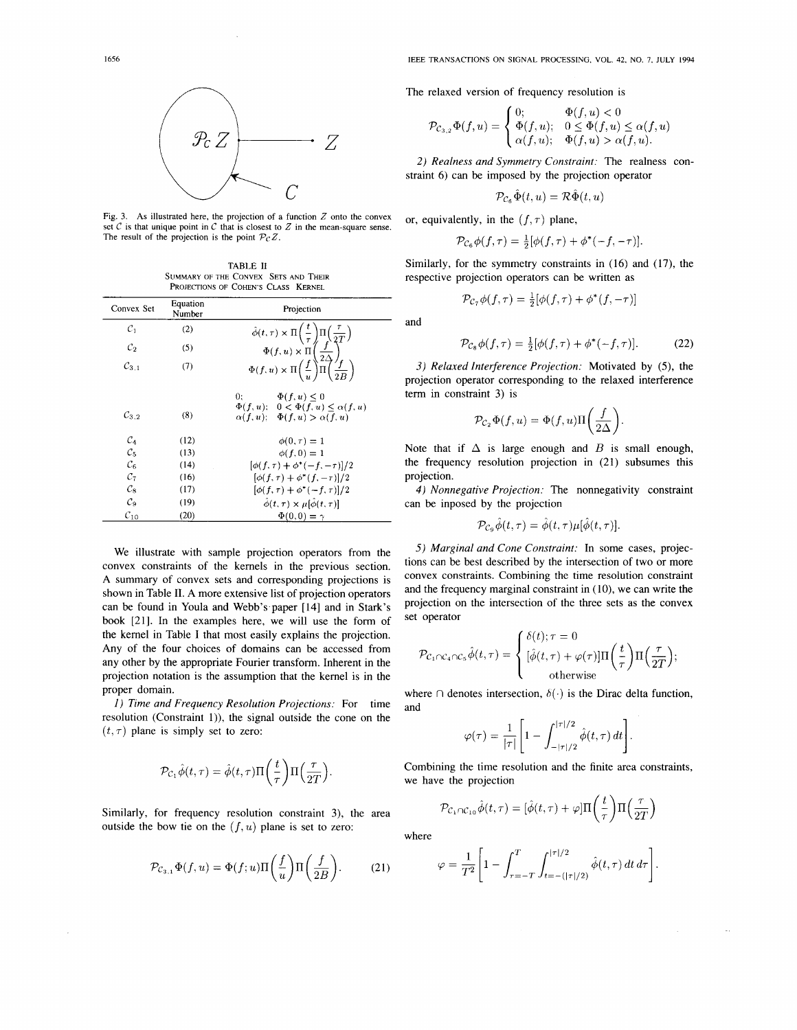Fig. 3. As illustrated here, the projection of a function $Z$ onto the convex set $\mathcal{C}$ is that unique point in $\mathcal{C}$ that is closest to $Z$ in the mean-square sense. The result of the projection is the point $\mathcal{P}_C Z$.

TABLE II
SUMMARY OF THE CONVEX SETS AND THEIR PROJECTIONS OF COHEN'S CLASS KERNEL

| Convex Set | Equation Number | Projection |
|---|---|---|
| $\mathcal{C}_1$ | (2) | $\hat{\phi}(t,\tau) \times \Pi\left(\frac{t}{\tau}\right)\Pi\left(\frac{\tau}{2T}\right)$ |
| $\mathcal{C}_2$ | (5) | $\Phi(f,u) \times \Pi\left(\frac{f}{2\Delta}\right)$ |
| $\mathcal{C}_{3.1}$ | (7) | $\Phi(f,u) \times \Pi\left(\frac{f}{u}\right)\Pi\left(\frac{f}{2B}\right)$ |
| $\mathcal{C}_{3.2}$ | (8) | $0;\ \Phi(f,u) \le 0$ <br> $\Phi(f,u);\ 0 < \Phi(f,u) \le \alpha(f,u)$ <br> $\alpha(f,u);\ \Phi(f,u) > \alpha(f,u)$ |
| $\mathcal{C}_4$ | (12) | $\phi(0,\tau) = 1$ |
| $\mathcal{C}_5$ | (13) | $\phi(f,0) = 1$ |
| $\mathcal{C}_6$ | (14) | $[\phi(f,\tau) + \phi^*(-f,-\tau)]/2$ |
| $\mathcal{C}_7$ | (16) | $[\phi(f,\tau) + \phi^*(f,-\tau)]/2$ |
| $\mathcal{C}_8$ | (17) | $[\phi(f,\tau) + \phi^*(-f,\tau)]/2$ |
| $\mathcal{C}_9$ | (19) | $\hat{\phi}(t,\tau) \times \mu[\hat{\phi}(t,\tau)]$ |
| $\mathcal{C}_{10}$ | (20) | $\Phi(0,0) = \gamma$ |

We illustrate with sample projection operators from the convex constraints of the kernels in the previous section. A summary of convex sets and corresponding projections is shown in Table II. A more extensive list of projection operators can be found in Youla and Webb's paper [14] and in Stark's book [21]. In the examples here, we will use the form of the kernel in Table I that most easily explains the projection. Any of the four choices of domains can be accessed from any other by the appropriate Fourier transform. Inherent in the projection notation is the assumption that the kernel is in the proper domain.

*1) Time and Frequency Resolution Projections:* For time resolution (Constraint 1)), the signal outside the cone on the $(t,\tau)$ plane is simply set to zero:

$$\mathcal{P}_{C_1}\hat{\phi}(t,\tau) = \hat{\phi}(t,\tau)\Pi\left(\frac{t}{\tau}\right)\Pi\left(\frac{\tau}{2T}\right).$$

Similarly, for frequency resolution constraint 3), the area outside the bow tie on the $(f,u)$ plane is set to zero:

$$\mathcal{P}_{C_{3.1}}\Phi(f,u) = \Phi(f;u)\Pi\left(\frac{f}{u}\right)\Pi\left(\frac{f}{2B}\right). \quad (21)$$

The relaxed version of frequency resolution is

$$\mathcal{P}_{C_{3.2}}\Phi(f,u) = \begin{cases} 0; & \Phi(f,u) < 0 \\ \Phi(f,u); & 0 \le \Phi(f,u) \le \alpha(f,u) \\ \alpha(f,u); & \Phi(f,u) > \alpha(f,u). \end{cases}$$

*2) Realness and Symmetry Constraint:* The realness constraint 6) can be imposed by the projection operator

$$\mathcal{P}_{C_6}\hat{\Phi}(t,u) = \mathcal{R}\hat{\Phi}(t,u)$$

or, equivalently, in the $(f,\tau)$ plane,

$$\mathcal{P}_{C_6}\phi(f,\tau) = \tfrac{1}{2}[\phi(f,\tau) + \phi^*(-f,-\tau)].$$

Similarly, for the symmetry constraints in (16) and (17), the respective projection operators can be written as

$$\mathcal{P}_{C_7}\phi(f,\tau) = \tfrac{1}{2}[\phi(f,\tau) + \phi^*(f,-\tau)]$$

and

$$\mathcal{P}_{C_8}\phi(f,\tau) = \tfrac{1}{2}[\phi(f,\tau) + \phi^*(-f,\tau)]. \quad (22)$$

*3) Relaxed Interference Projection:* Motivated by (5), the projection operator corresponding to the relaxed interference term in constraint 3) is

$$\mathcal{P}_{C_2}\Phi(f,u) = \Phi(f,u)\Pi\left(\frac{f}{2\Delta}\right).$$

Note that if $\Delta$ is large enough and $B$ is small enough, the frequency resolution projection in (21) subsumes this projection.

*4) Nonnegative Projection:* The nonnegativity constraint can be inposed by the projection

$$\mathcal{P}_{C_9}\hat{\phi}(t,\tau) = \hat{\phi}(t,\tau)\mu[\hat{\phi}(t,\tau)].$$

*5) Marginal and Cone Constraint:* In some cases, projections can be best described by the intersection of two or more convex constraints. Combining the time resolution constraint and the frequency marginal constraint in (10), we can write the projection on the intersection of the three sets as the convex set operator

$$\mathcal{P}_{C_1 \cap C_4 \cap C_5}\hat{\phi}(t,\tau) = \begin{cases} \delta(t); \tau = 0 \\ [\hat{\phi}(t,\tau) + \varphi(\tau)]\Pi\left(\frac{t}{\tau}\right)\Pi\left(\frac{\tau}{2T}\right); \\ \quad \text{otherwise} \end{cases}$$

where $\cap$ denotes intersection, $\delta(\cdot)$ is the Dirac delta function, and

$$\varphi(\tau) = \frac{1}{|\tau|}\left[1 - \int_{-|\tau|/2}^{|\tau|/2} \hat{\phi}(t,\tau)\,dt\right].$$

Combining the time resolution and the finite area constraints, we have the projection

$$\mathcal{P}_{C_1 \cap C_{10}}\hat{\phi}(t,\tau) = [\hat{\phi}(t,\tau) + \varphi]\Pi\left(\frac{t}{\tau}\right)\Pi\left(\frac{\tau}{2T}\right)$$

where

$$\varphi = \frac{1}{T^2}\left[1 - \int_{\tau=-T}^{T}\int_{t=-(|\tau|/2)}^{|\tau|/2} \hat{\phi}(t,\tau)\,dt\,d\tau\right].$$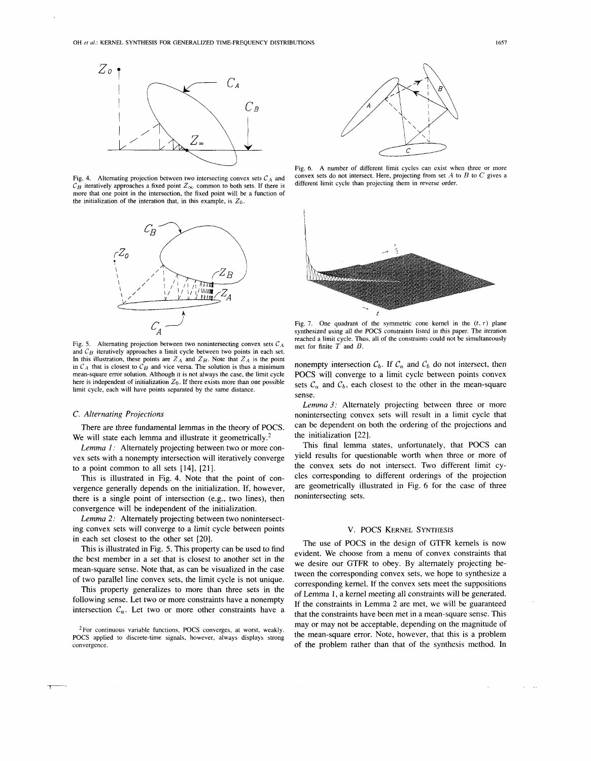Fig. 4. Alternating projection between two intersecting convex sets $\mathcal{C}_A$ and $\mathcal{C}_B$ iteratively approaches a fixed point $Z_\infty$ common to both sets. If there is more that one point in the intersection, the fixed point will be a function of the initialization of the interation that, in this example, is $Z_0$.

Fig. 5. Alternating projection between two nonintersecting convex sets $\mathcal{C}_A$ and $\mathcal{C}_B$ iteratively approaches a limit cycle between two points in each set. In this illustration, these points are $Z_A$ and $Z_B$. Note that $Z_A$ is the point in $\mathcal{C}_A$ that is closest to $\mathcal{C}_B$ and vice versa. The solution is thus a minimum mean-square error solution. Although it is not always the case, the limit cycle here is independent of initialization $Z_0$. If there exists more than one possible limit cycle, each will have points separated by the same distance.

Fig. 6. A number of different limit cycles can exist when three or more convex sets do not intersect. Here, projecting from set $A$ to $B$ to $C$ gives a different limit cycle than projecting them in reverse order.

Fig. 7. One quadrant of the symmetric cone kernel in the $(t, \tau)$ plane synthesized using all the POCS constraints listed in this paper. The iteration reached a limit cycle. Thus, all of the constraints could not be simultaneously met for finite $T$ and $B$.

### C. Alternating Projections

There are three fundamental lemmas in the theory of POCS. We will state each lemma and illustrate it geometrically.[2]

*Lemma 1:* Alternately projecting between two or more convex sets with a nonempty intersection will iteratively converge to a point common to all sets [14], [21].

This is illustrated in Fig. 4. Note that the point of convergence generally depends on the initialization. If, however, there is a single point of intersection (e.g., two lines), then convergence will be independent of the initialization.

*Lemma 2:* Alternately projecting between two nonintersecting convex sets will converge to a limit cycle between points in each set closest to the other set [20].

This is illustrated in Fig. 5. This property can be used to find the best member in a set that is closest to another set in the mean-square sense. Note that, as can be visualized in the case of two parallel line convex sets, the limit cycle is not unique.

This property generalizes to more than three sets in the following sense. Let two or more constraints have a nonempty intersection $\mathcal{C}_a$. Let two or more other constraints have a nonempty intersection $\mathcal{C}_b$. If $\mathcal{C}_a$ and $\mathcal{C}_b$ do not intersect, then POCS will converge to a limit cycle between points convex sets $\mathcal{C}_a$ and $\mathcal{C}_b$, each closest to the other in the mean-square sense.

*Lemma 3:* Alternately projecting between three or more nonintersecting convex sets will result in a limit cycle that can be dependent on both the ordering of the projections and the initialization [22].

This final lemma states, unfortunately, that POCS can yield results for questionable worth when three or more of the convex sets do not intersect. Two different limit cycles corresponding to different orderings of the projection are geometrically illustrated in Fig. 6 for the case of three nonintersecting sets.

[2] For continuous variable functions, POCS converges, at worst, weakly. POCS applied to discrete-time signals, however, always displays strong convergence.

## V. POCS Kernel Synthesis

The use of POCS in the design of GTFR kernels is now evident. We choose from a menu of convex constraints that we desire our GTFR to obey. By alternately projecting between the corresponding convex sets, we hope to synthesize a corresponding kernel. If the convex sets meet the suppositions of Lemma 1, a kernel meeting all constraints will be generated. If the constraints in Lemma 2 are met, we will be guaranteed that the constraints have been met in a mean-square sense. This may or may not be acceptable, depending on the magnitude of the mean-square error. Note, however, that this is a problem of the problem rather than that of the synthesis method. In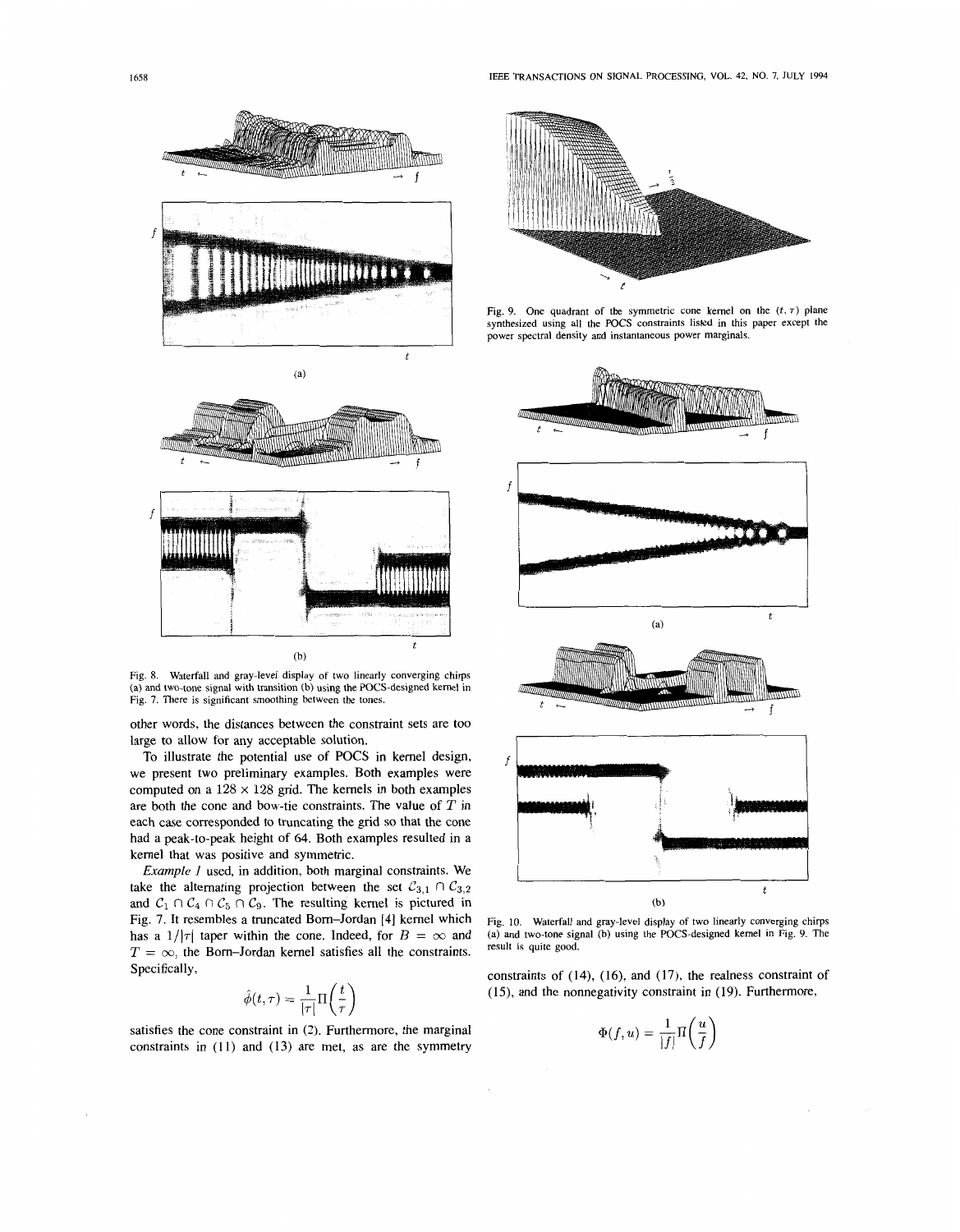Fig. 8. Waterfall and gray-level display of two linearly converging chirps (a) and two-tone signal with transition (b) using the POCS-designed kernel in Fig. 7. There is significant smoothing between the tones.

other words, the distances between the constraint sets are too large to allow for any acceptable solution.

To illustrate the potential use of POCS in kernel design, we present two preliminary examples. Both examples were computed on a $128 \times 128$ grid. The kernels in both examples are both the cone and bow-tie constraints. The value of $T$ in each case corresponded to truncating the grid so that the cone had a peak-to-peak height of 64. Both examples resulted in a kernel that was positive and symmetric.

*Example 1* used, in addition, both marginal constraints. We take the alternating projection between the set $\mathcal{C}_{3,1} \cap \mathcal{C}_{3,2}$ and $\mathcal{C}_1 \cap \mathcal{C}_4 \cap \mathcal{C}_5 \cap \mathcal{C}_9$. The resulting kernel is pictured in Fig. 7. It resembles a truncated Born–Jordan [4] kernel which has a $1/|\tau|$ taper within the cone. Indeed, for $B = \infty$ and $T = \infty$, the Born–Jordan kernel satisfies all the constraints. Specifically,

$$\hat{\phi}(t,\tau) = \frac{1}{|\tau|}\Pi\left(\frac{t}{\tau}\right)$$

satisfies the cone constraint in (2). Furthermore, the marginal constraints in (11) and (13) are met, as are the symmetry constraints of (14), (16), and (17), the realness constraint of (15), and the nonnegativity constraint in (19). Furthermore,

$$\Phi(f,u) = \frac{1}{|f|}\Pi\left(\frac{u}{f}\right)$$

Fig. 9. One quadrant of the symmetric cone kernel on the $(t, \tau)$ plane synthesized using all the POCS constraints listed in this paper except the power spectral density and instantaneous power marginals.

Fig. 10. Waterfall and gray-level display of two linearly converging chirps (a) and two-tone signal (b) using the POCS-designed kernel in Fig. 9. The result is quite good.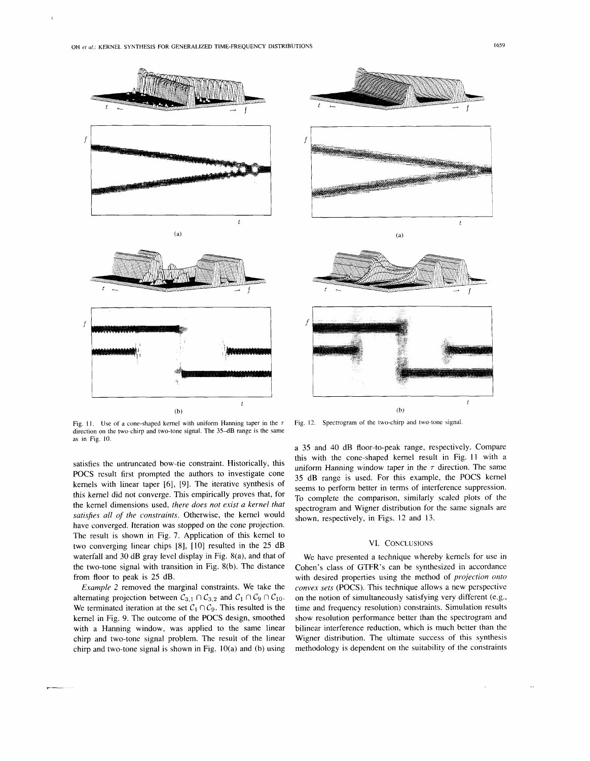Fig. 11. Use of a cone-shaped kernel with uniform Hanning taper in the $\tau$ direction on the two-chirp and two-tone signal. The 35-dB range is the same as in Fig. 10.

Fig. 12. Spectrogram of the two-chirp and two-tone signal.

satisfies the untruncated bow-tie constraint. Historically, this POCS result first prompted the authors to investigate cone kernels with linear taper [6], [9]. The iterative synthesis of this kernel did not converge. This empirically proves that, for the kernel dimensions used, *there does not exist a kernel that satisfies all of the constraints*. Otherwise, the kernel would have converged. Iteration was stopped on the cone projection. The result is shown in Fig. 7. Application of this kernel to two converging linear chips [8], [10] resulted in the 25 dB waterfall and 30 dB gray level display in Fig. 8(a), and that of the two-tone signal with transition in Fig. 8(b). The distance from floor to peak is 25 dB.

*Example 2* removed the marginal constraints. We take the alternating projection between $\mathcal{C}_{3,1} \cap \mathcal{C}_{3,2}$ and $\mathcal{C}_1 \cap \mathcal{C}_9 \cap \mathcal{C}_{10}$. We terminated iteration at the set $\mathcal{C}_1 \cap \mathcal{C}_9$. This resulted is the kernel in Fig. 9. The outcome of the POCS design, smoothed with a Hanning window, was applied to the same linear chirp and two-tone signal problem. The result of the linear chirp and two-tone signal is shown in Fig. 10(a) and (b) using a 35 and 40 dB floor-to-peak range, respectively. Compare this with the cone-shaped kernel result in Fig. 11 with a uniform Hanning window taper in the $\tau$ direction. The same 35 dB range is used. For this example, the POCS kernel seems to perform better in terms of interference suppression. To complete the comparison, similarly scaled plots of the spectrogram and Wigner distribution for the same signals are shown, respectively, in Figs. 12 and 13.

## VI. Conclusions

We have presented a technique whereby kernels for use in Cohen's class of GTFR's can be synthesized in accordance with desired properties using the method of *projection onto convex sets* (POCS). This technique allows a new perspective on the notion of simultaneously satisfying very different (e.g., time and frequency resolution) constraints. Simulation results show resolution performance better than the spectrogram and bilinear interference reduction, which is much better than the Wigner distribution. The ultimate success of this synthesis methodology is dependent on the suitability of the constraints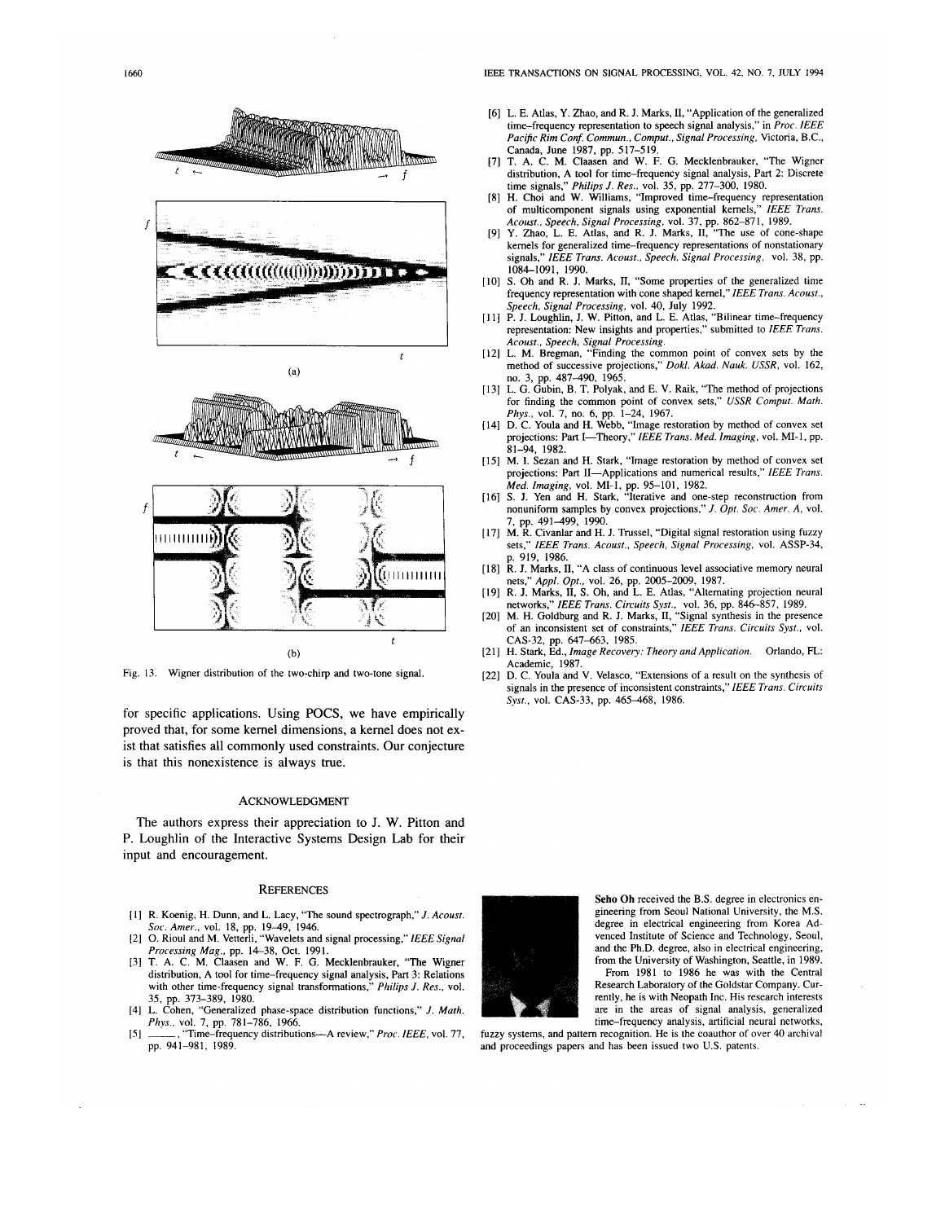(a)

(b)

Fig. 13. Wigner distribution of the two-chirp and two-tone signal.

for specific applications. Using POCS, we have empirically proved that, for some kernel dimensions, a kernel does not exist that satisfies all commonly used constraints. Our conjecture is that this nonexistence is always true.

## ACKNOWLEDGMENT

The authors express their appreciation to J. W. Pitton and P. Loughlin of the Interactive Systems Design Lab for their input and encouragement.

## REFERENCES

[1] R. Koenig, H. Dunn, and L. Lacy, "The sound spectrograph," *J. Acoust. Soc. Amer.*, vol. 18, pp. 19–49, 1946.

[2] O. Rioul and M. Vetterli, "Wavelets and signal processing," *IEEE Signal Processing Mag.*, pp. 14–38, Oct. 1991.

[3] T. A. C. M. Claasen and W. F. G. Mecklenbrauker, "The Wigner distribution, A tool for time-frequency signal analysis, Part 3: Relations with other time-frequency signal transformations," *Philips J. Res.*, vol. 35, pp. 373–389, 1980.

[4] L. Cohen, "Generalized phase-space distribution functions," *J. Math. Phys.*, vol. 7, pp. 781–786, 1966.

[5] ——, "Time-frequency distributions—A review," *Proc. IEEE*, vol. 77, pp. 941–981, 1989.

[6] L. E. Atlas, Y. Zhao, and R. J. Marks, II, "Application of the generalized time-frequency representation to speech signal analysis," in *Proc. IEEE Pacific Rim Conf. Commun., Comput., Signal Processing*, Victoria, B.C., Canada, June 1987, pp. 517–519.

[7] T. A. C. M. Claasen and W. F. G. Mecklenbrauker, "The Wigner distribution, A tool for time-frequency signal analysis, Part 2: Discrete time signals," *Philips J. Res.*, vol. 35, pp. 277–300, 1980.

[8] H. Choi and W. Williams, "Improved time-frequency representation of multicomponent signals using exponential kernels," *IEEE Trans. Acoust., Speech, Signal Processing*, vol. 37, pp. 862–871, 1989.

[9] Y. Zhao, L. E. Atlas, and R. J. Marks, II, "The use of cone-shape kernels for generalized time-frequency representations of nonstationary signals," *IEEE Trans. Acoust., Speech, Signal Processing*, vol. 38, pp. 1084–1091, 1990.

[10] S. Oh and R. J. Marks, II, "Some properties of the generalized time frequency representation with cone shaped kernel," *IEEE Trans. Acoust., Speech, Signal Processing*, vol. 40, July 1992.

[11] P. J. Loughlin, J. W. Pitton, and L. E. Atlas, "Bilinear time-frequency representation: New insights and properties," submitted to *IEEE Trans. Acoust., Speech, Signal Processing*.

[12] L. M. Bregman, "Finding the common point of convex sets by the method of successive projections," *Dokl. Akad. Nauk. USSR*, vol. 162, no. 3, pp. 487–490, 1965.

[13] L. G. Gubin, B. T. Polyak, and E. V. Raik, "The method of projections for finding the common point of convex sets," *USSR Comput. Math. Phys.*, vol. 7, no. 6, pp. 1–24, 1967.

[14] D. C. Youla and H. Webb, "Image restoration by method of convex set projections: Part I—Theory," *IEEE Trans. Med. Imaging*, vol. MI-1, pp. 81–94, 1982.

[15] M. I. Sezan and H. Stark, "Image restoration by method of convex set projections: Part II—Applications and numerical results," *IEEE Trans. Med. Imaging*, vol. MI-1, pp. 95–101, 1982.

[16] S. J. Yen and H. Stark, "Iterative and one-step reconstruction from nonuniform samples by convex projections," *J. Opt. Soc. Amer. A*, vol. 7, pp. 491–499, 1990.

[17] M. R. Civanlar and H. J. Trussel, "Digital signal restoration using fuzzy sets," *IEEE Trans. Acoust., Speech, Signal Processing*, vol. ASSP-34, p. 919, 1986.

[18] R. J. Marks, II, "A class of continuous level associative memory neural nets," *Appl. Opt.*, vol. 26, pp. 2005–2009, 1987.

[19] R. J. Marks, II, S. Oh, and L. E. Atlas, "Alternating projection neural networks," *IEEE Trans. Circuits Syst.*, vol. 36, pp. 846–857, 1989.

[20] M. H. Goldburg and R. J. Marks, II, "Signal synthesis in the presence of an inconsistent set of constraints," *IEEE Trans. Circuits Syst.*, vol. CAS-32, pp. 647–663, 1985.

[21] H. Stark, Ed., *Image Recovery: Theory and Application.* Orlando, FL: Academic, 1987.

[22] D. C. Youla and V. Velasco, "Extensions of a result on the synthesis of signals in the presence of inconsistent constraints," *IEEE Trans. Circuits Syst.*, vol. CAS-33, pp. 465–468, 1986.

**Seho Oh** received the B.S. degree in electronics engineering from Seoul National University, the M.S. degree in electrical engineering from Korea Advenced Institute of Science and Technology, Seoul, and the Ph.D. degree, also in electrical engineering, from the University of Washington, Seattle, in 1989.

From 1981 to 1986 he was with the Central Research Laboratory of the Goldstar Company. Currently, he is with Neopath Inc. His research interests are in the areas of signal analysis, generalized time-frequency analysis, artificial neural networks, fuzzy systems, and pattern recognition. He is the coauthor of over 40 archival and proceedings papers and has been issued two U.S. patents.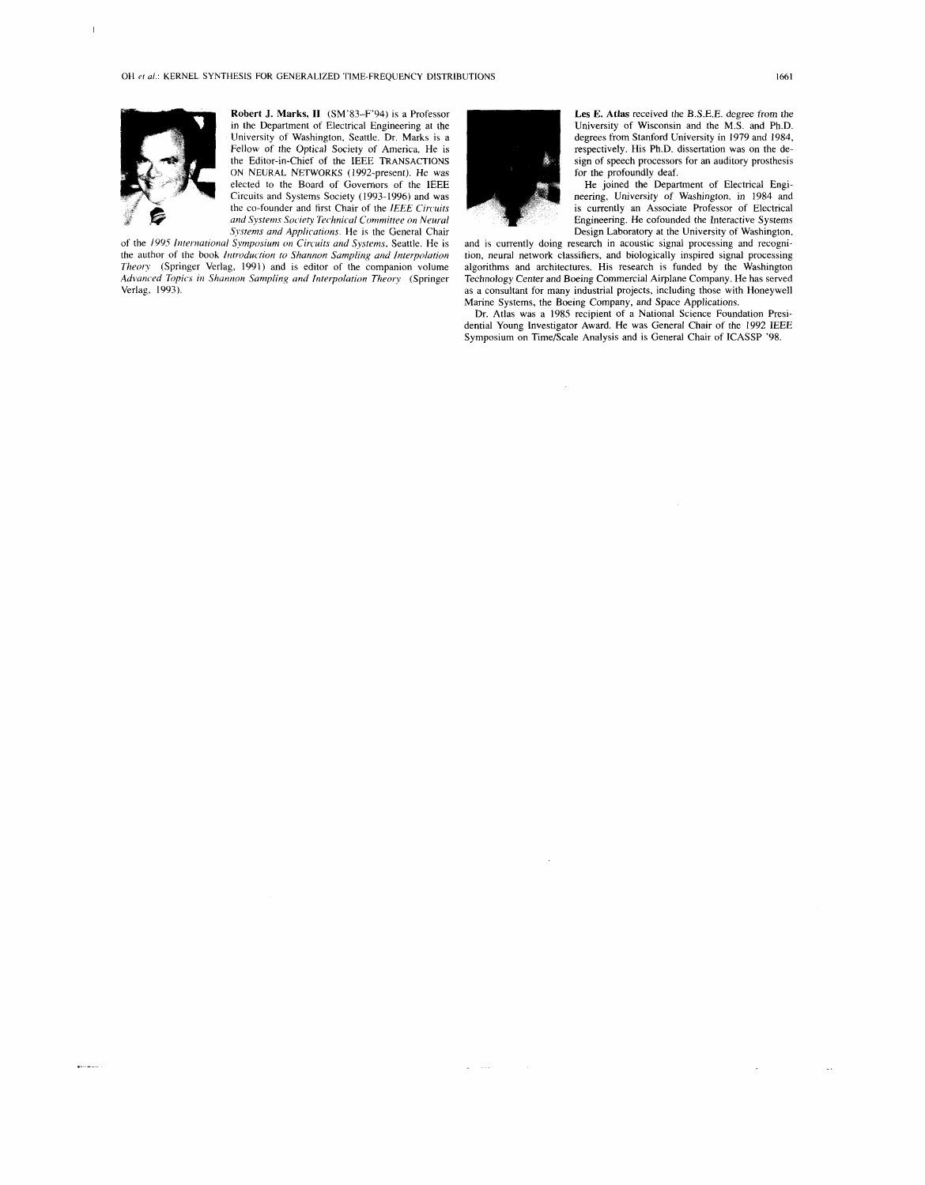**Robert J. Marks, II** (SM'83–F'94) is a Professor in the Department of Electrical Engineering at the University of Washington, Seattle. Dr. Marks is a Fellow of the Optical Society of America. He is the Editor-in-Chief of the IEEE TRANSACTIONS ON NEURAL NETWORKS (1992-present). He was elected to the Board of Governors of the IEEE Circuits and Systems Society (1993-1996) and was the co-founder and first Chair of the *IEEE Circuits and Systems Society Technical Committee on Neural Systems and Applications*. He is the General Chair of the *1995 International Symposium on Circuits and Systems*, Seattle. He is the author of the book *Introduction to Shannon Sampling and Interpolation Theory* (Springer Verlag, 1991) and is editor of the companion volume *Advanced Topics in Shannon Sampling and Interpolation Theory* (Springer Verlag, 1993).

**Les E. Atlas** received the B.S.E.E. degree from the University of Wisconsin and the M.S. and Ph.D. degrees from Stanford University in 1979 and 1984, respectively. His Ph.D. dissertation was on the design of speech processors for an auditory prosthesis for the profoundly deaf.

He joined the Department of Electrical Engineering, University of Washington, in 1984 and is currently an Associate Professor of Electrical Engineering. He cofounded the Interactive Systems Design Laboratory at the University of Washington, and is currently doing research in acoustic signal processing and recognition, neural network classifiers, and biologically inspired signal processing algorithms and architectures. His research is funded by the Washington Technology Center and Boeing Commercial Airplane Company. He has served as a consultant for many industrial projects, including those with Honeywell Marine Systems, the Boeing Company, and Space Applications.

Dr. Atlas was a 1985 recipient of a National Science Foundation Presidential Young Investigator Award. He was General Chair of the 1992 IEEE Symposium on Time/Scale Analysis and is General Chair of ICASSP '98.